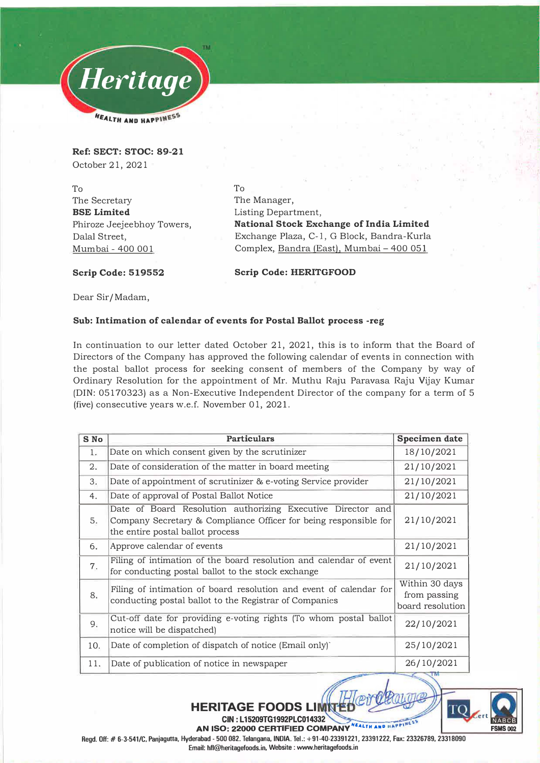**Ref: SECT: STOC: 89-21**
October 21, 2021

To
The Secretary
**BSE Limited**
Phiroze Jeejeebhoy Towers,
Dalal Street,
Mumbai - 400 001

**Scrip Code: 519552**

To
The Manager,
Listing Department,
**National Stock Exchange of India Limited**
Exchange Plaza, C-1, G Block, Bandra-Kurla
Complex, Bandra (East), Mumbai – 400 051

**Scrip Code: HERITGFOOD**

Dear Sir/Madam,

**Sub: Intimation of calendar of events for Postal Ballot process -reg**

In continuation to our letter dated October 21, 2021, this is to inform that the Board of Directors of the Company has approved the following calendar of events in connection with the postal ballot process for seeking consent of members of the Company by way of Ordinary Resolution for the appointment of Mr. Muthu Raju Paravasa Raju Vijay Kumar (DIN: 05170323) as a Non-Executive Independent Director of the company for a term of 5 (five) consecutive years w.e.f. November 01, 2021.

| S No | Particulars | Specimen date |
|---|---|---|
| 1. | Date on which consent given by the scrutinizer | 18/10/2021 |
| 2. | Date of consideration of the matter in board meeting | 21/10/2021 |
| 3. | Date of appointment of scrutinizer & e-voting Service provider | 21/10/2021 |
| 4. | Date of approval of Postal Ballot Notice | 21/10/2021 |
| 5. | Date of Board Resolution authorizing Executive Director and Company Secretary & Compliance Officer for being responsible for the entire postal ballot process | 21/10/2021 |
| 6. | Approve calendar of events | 21/10/2021 |
| 7. | Filing of intimation of the board resolution and calendar of event for conducting postal ballot to the stock exchange | 21/10/2021 |
| 8. | Filing of intimation of board resolution and event of calendar for conducting postal ballot to the Registrar of Companies | Within 30 days from passing board resolution |
| 9. | Cut-off date for providing e-voting rights (To whom postal ballot notice will be dispatched) | 22/10/2021 |
| 10. | Date of completion of dispatch of notice (Email only) | 25/10/2021 |
| 11. | Date of publication of notice in newspaper | 26/10/2021 |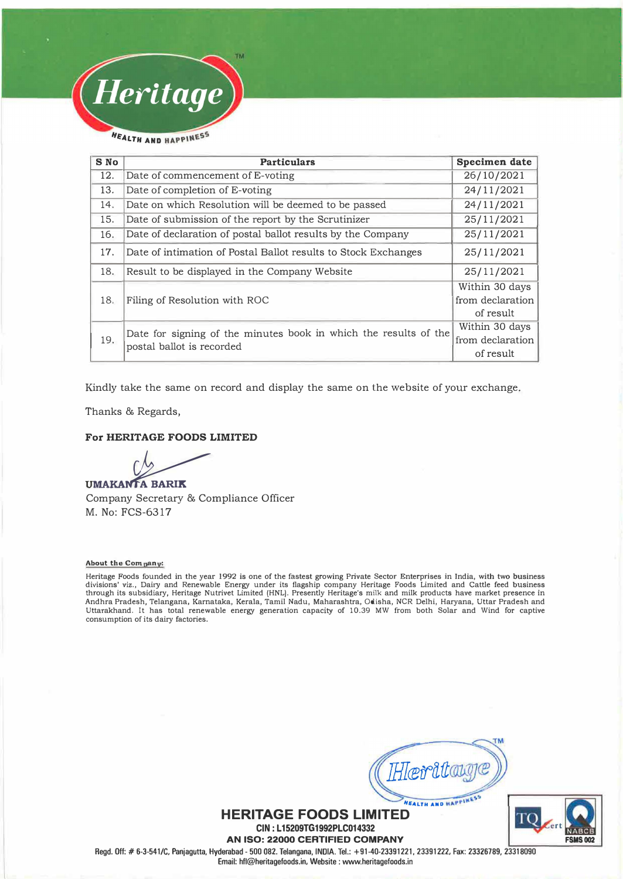| S No | Particulars | Specimen date |
|---|---|---|
| 12. | Date of commencement of E-voting | 26/10/2021 |
| 13. | Date of completion of E-voting | 24/11/2021 |
| 14. | Date on which Resolution will be deemed to be passed | 24/11/2021 |
| 15. | Date of submission of the report by the Scrutinizer | 25/11/2021 |
| 16. | Date of declaration of postal ballot results by the Company | 25/11/2021 |
| 17. | Date of intimation of Postal Ballot results to Stock Exchanges | 25/11/2021 |
| 18. | Result to be displayed in the Company Website | 25/11/2021 |
| 18. | Filing of Resolution with ROC | Within 30 days from declaration of result |
| 19. | Date for signing of the minutes book in which the results of the postal ballot is recorded | Within 30 days from declaration of result |

Kindly take the same on record and display the same on the website of your exchange.

Thanks & Regards,

**For HERITAGE FOODS LIMITED**

**UMAKANTA BARIK**
Company Secretary & Compliance Officer
M. No: FCS-6317

**About the Company:**

Heritage Foods founded in the year 1992 is one of the fastest growing Private Sector Enterprises in India, with two business divisions' viz., Dairy and Renewable Energy under its flagship company Heritage Foods Limited and Cattle feed business through its subsidiary, Heritage Nutrivet Limited (HNL). Presently Heritage's milk and milk products have market presence in Andhra Pradesh, Telangana, Karnataka, Kerala, Tamil Nadu, Maharashtra, Odisha, NCR Delhi, Haryana, Uttar Pradesh and Uttarakhand. It has total renewable energy generation capacity of 10.39 MW from both Solar and Wind for captive consumption of its dairy factories.

**HERITAGE FOODS LIMITED**
**CIN : L15209TG1992PLC014332**
**AN ISO: 22000 CERTIFIED COMPANY**
Regd. Off: # 6-3-541/C, Panjagutta, Hyderabad - 500 082. Telangana, INDIA. Tel.: +91-40-23391221, 23391222, Fax: 23326789, 23318090
Email: hfl@heritagefoods.in, Website : www.heritagefoods.in